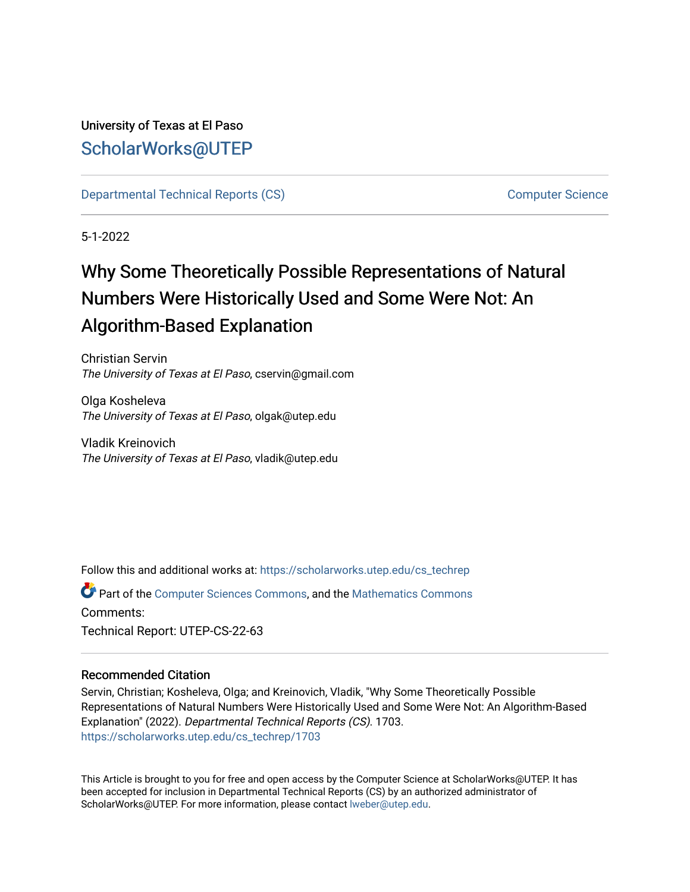University of Texas at El Paso

# ScholarWorks@UTEP

Departmental Technical Reports (CS) — Computer Science

5-1-2022

## Why Some Theoretically Possible Representations of Natural Numbers Were Historically Used and Some Were Not: An Algorithm-Based Explanation

Christian Servin
*The University of Texas at El Paso*, cservin@gmail.com

Olga Kosheleva
*The University of Texas at El Paso*, olgak@utep.edu

Vladik Kreinovich
*The University of Texas at El Paso*, vladik@utep.edu

Follow this and additional works at: https://scholarworks.utep.edu/cs_techrep

Part of the Computer Sciences Commons, and the Mathematics Commons

Comments:

Technical Report: UTEP-CS-22-63

### Recommended Citation

Servin, Christian; Kosheleva, Olga; and Kreinovich, Vladik, "Why Some Theoretically Possible Representations of Natural Numbers Were Historically Used and Some Were Not: An Algorithm-Based Explanation" (2022). *Departmental Technical Reports (CS)*. 1703.
https://scholarworks.utep.edu/cs_techrep/1703

This Article is brought to you for free and open access by the Computer Science at ScholarWorks@UTEP. It has been accepted for inclusion in Departmental Technical Reports (CS) by an authorized administrator of ScholarWorks@UTEP. For more information, please contact lweber@utep.edu.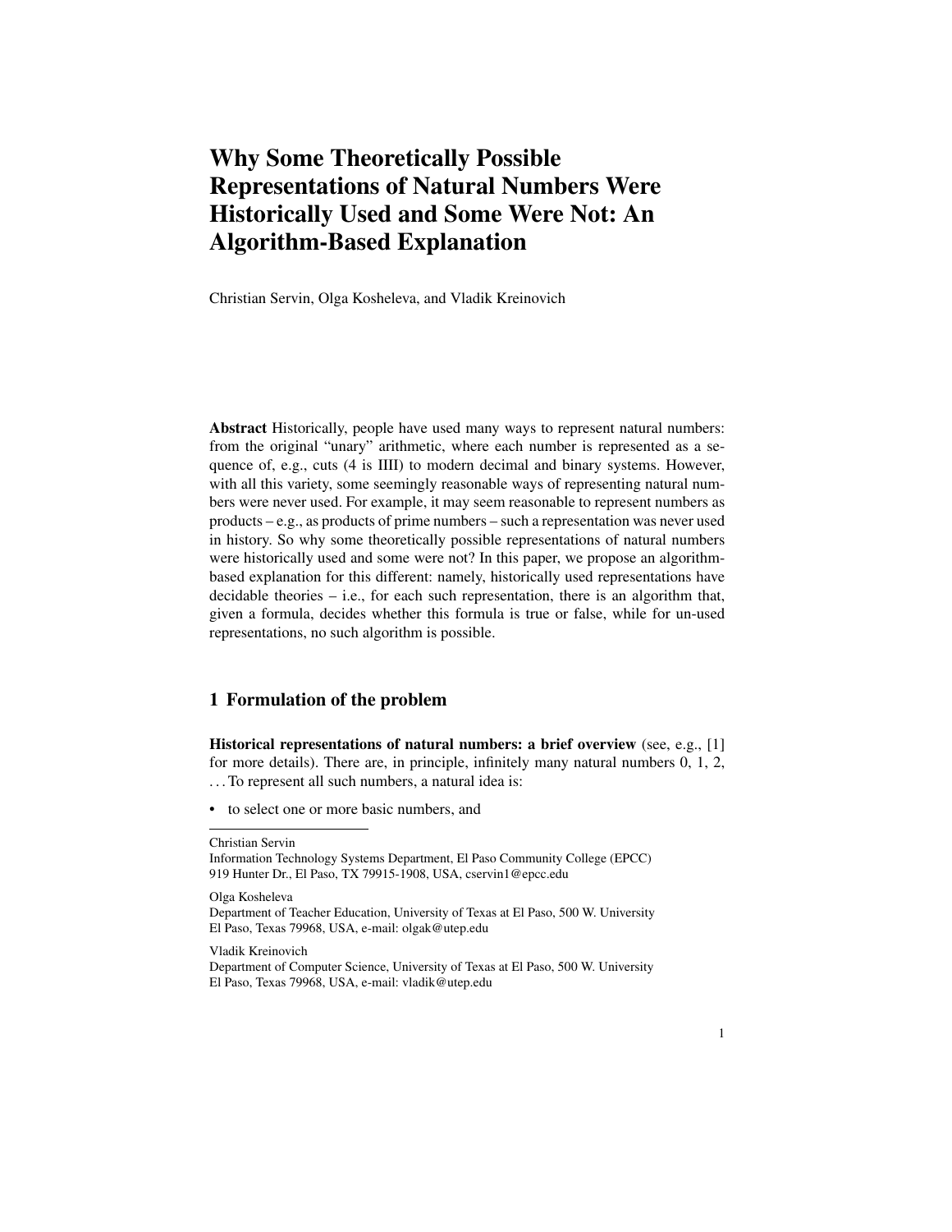# Why Some Theoretically Possible Representations of Natural Numbers Were Historically Used and Some Were Not: An Algorithm-Based Explanation

Christian Servin, Olga Kosheleva, and Vladik Kreinovich

**Abstract** Historically, people have used many ways to represent natural numbers: from the original "unary" arithmetic, where each number is represented as a sequence of, e.g., cuts (4 is IIII) to modern decimal and binary systems. However, with all this variety, some seemingly reasonable ways of representing natural numbers were never used. For example, it may seem reasonable to represent numbers as products – e.g., as products of prime numbers – such a representation was never used in history. So why some theoretically possible representations of natural numbers were historically used and some were not? In this paper, we propose an algorithm-based explanation for this different: namely, historically used representations have decidable theories – i.e., for each such representation, there is an algorithm that, given a formula, decides whether this formula is true or false, while for un-used representations, no such algorithm is possible.

## 1 Formulation of the problem

**Historical representations of natural numbers: a brief overview** (see, e.g., [1] for more details). There are, in principle, infinitely many natural numbers 0, 1, 2, . . . To represent all such numbers, a natural idea is:

- to select one or more basic numbers, and

---

Christian Servin
Information Technology Systems Department, El Paso Community College (EPCC)
919 Hunter Dr., El Paso, TX 79915-1908, USA, cservin1@epcc.edu

Olga Kosheleva
Department of Teacher Education, University of Texas at El Paso, 500 W. University
El Paso, Texas 79968, USA, e-mail: olgak@utep.edu

Vladik Kreinovich
Department of Computer Science, University of Texas at El Paso, 500 W. University
El Paso, Texas 79968, USA, e-mail: vladik@utep.edu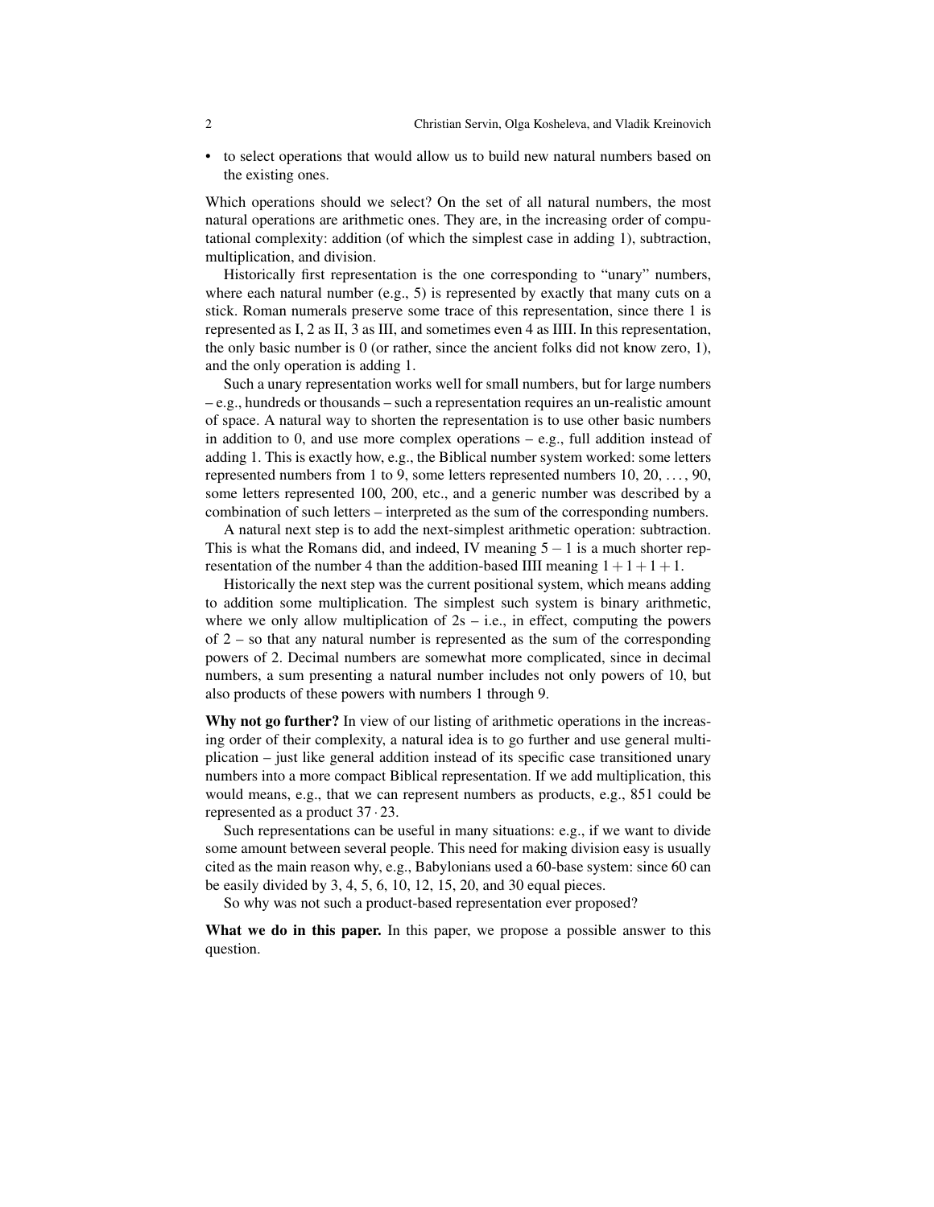- to select operations that would allow us to build new natural numbers based on the existing ones.

Which operations should we select? On the set of all natural numbers, the most natural operations are arithmetic ones. They are, in the increasing order of computational complexity: addition (of which the simplest case in adding 1), subtraction, multiplication, and division.

Historically first representation is the one corresponding to "unary" numbers, where each natural number (e.g., 5) is represented by exactly that many cuts on a stick. Roman numerals preserve some trace of this representation, since there 1 is represented as I, 2 as II, 3 as III, and sometimes even 4 as IIII. In this representation, the only basic number is 0 (or rather, since the ancient folks did not know zero, 1), and the only operation is adding 1.

Such a unary representation works well for small numbers, but for large numbers – e.g., hundreds or thousands – such a representation requires an un-realistic amount of space. A natural way to shorten the representation is to use other basic numbers in addition to 0, and use more complex operations – e.g., full addition instead of adding 1. This is exactly how, e.g., the Biblical number system worked: some letters represented numbers from 1 to 9, some letters represented numbers 10, 20, ..., 90, some letters represented 100, 200, etc., and a generic number was described by a combination of such letters – interpreted as the sum of the corresponding numbers.

A natural next step is to add the next-simplest arithmetic operation: subtraction. This is what the Romans did, and indeed, IV meaning $5-1$ is a much shorter representation of the number 4 than the addition-based IIII meaning $1+1+1+1$.

Historically the next step was the current positional system, which means adding to addition some multiplication. The simplest such system is binary arithmetic, where we only allow multiplication of 2s – i.e., in effect, computing the powers of 2 – so that any natural number is represented as the sum of the corresponding powers of 2. Decimal numbers are somewhat more complicated, since in decimal numbers, a sum presenting a natural number includes not only powers of 10, but also products of these powers with numbers 1 through 9.

**Why not go further?** In view of our listing of arithmetic operations in the increasing order of their complexity, a natural idea is to go further and use general multiplication – just like general addition instead of its specific case transitioned unary numbers into a more compact Biblical representation. If we add multiplication, this would means, e.g., that we can represent numbers as products, e.g., 851 could be represented as a product $37 \cdot 23$.

Such representations can be useful in many situations: e.g., if we want to divide some amount between several people. This need for making division easy is usually cited as the main reason why, e.g., Babylonians used a 60-base system: since 60 can be easily divided by 3, 4, 5, 6, 10, 12, 15, 20, and 30 equal pieces.

So why was not such a product-based representation ever proposed?

**What we do in this paper.** In this paper, we propose a possible answer to this question.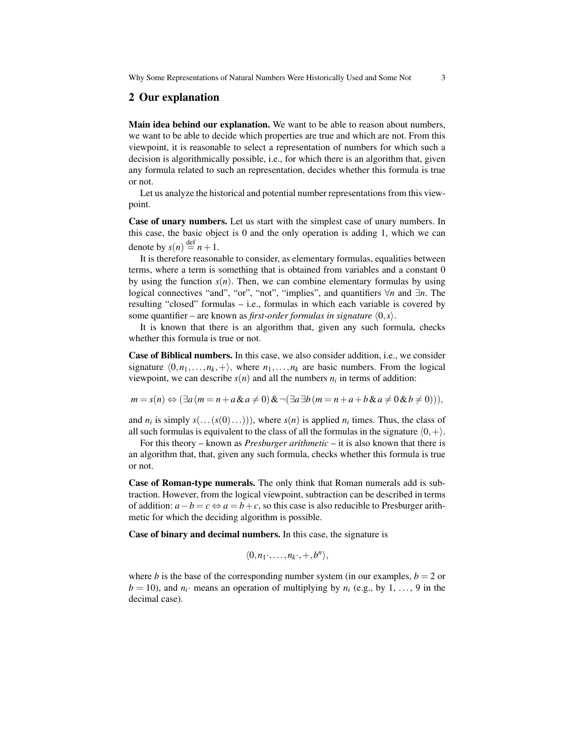## 2 Our explanation

**Main idea behind our explanation.** We want to be able to reason about numbers, we want to be able to decide which properties are true and which are not. From this viewpoint, it is reasonable to select a representation of numbers for which such a decision is algorithmically possible, i.e., for which there is an algorithm that, given any formula related to such an representation, decides whether this formula is true or not.

Let us analyze the historical and potential number representations from this viewpoint.

**Case of unary numbers.** Let us start with the simplest case of unary numbers. In this case, the basic object is 0 and the only operation is adding 1, which we can denote by $s(n) \stackrel{\text{def}}{=} n+1$.

It is therefore reasonable to consider, as elementary formulas, equalities between terms, where a term is something that is obtained from variables and a constant 0 by using the function $s(n)$. Then, we can combine elementary formulas by using logical connectives "and", "or", "not", "implies", and quantifiers $\forall n$ and $\exists n$. The resulting "closed" formulas – i.e., formulas in which each variable is covered by some quantifier – are known as *first-order formulas in signature* $\langle 0, s \rangle$.

It is known that there is an algorithm that, given any such formula, checks whether this formula is true or not.

**Case of Biblical numbers.** In this case, we also consider addition, i.e., we consider signature $\langle 0, n_1, \ldots, n_k, + \rangle$, where $n_1, \ldots, n_k$ are basic numbers. From the logical viewpoint, we can describe $s(n)$ and all the numbers $n_i$ in terms of addition:

$$m = s(n) \Leftrightarrow (\exists a\, (m = n + a \,\&\, a \neq 0) \,\&\, \neg(\exists a\, \exists b\, (m = n + a + b \,\&\, a \neq 0 \,\&\, b \neq 0))),$$

and $n_i$ is simply $s(\ldots(s(0)\ldots))$, where $s(n)$ is applied $n_i$ times. Thus, the class of all such formulas is equivalent to the class of all the formulas in the signature $\langle 0, + \rangle$.

For this theory – known as *Presburger arithmetic* – it is also known that there is an algorithm that, that, given any such formula, checks whether this formula is true or not.

**Case of Roman-type numerals.** The only think that Roman numerals add is subtraction. However, from the logical viewpoint, subtraction can be described in terms of addition: $a - b = c \Leftrightarrow a = b + c$, so this case is also reducible to Presburger arithmetic for which the deciding algorithm is possible.

**Case of binary and decimal numbers.** In this case, the signature is

$$\langle 0, n_1\cdot, \ldots, n_k\cdot, +, b^n \rangle,$$

where $b$ is the base of the corresponding number system (in our examples, $b = 2$ or $b = 10$), and $n_i\cdot$ means an operation of multiplying by $n_i$ (e.g., by 1, …, 9 in the decimal case).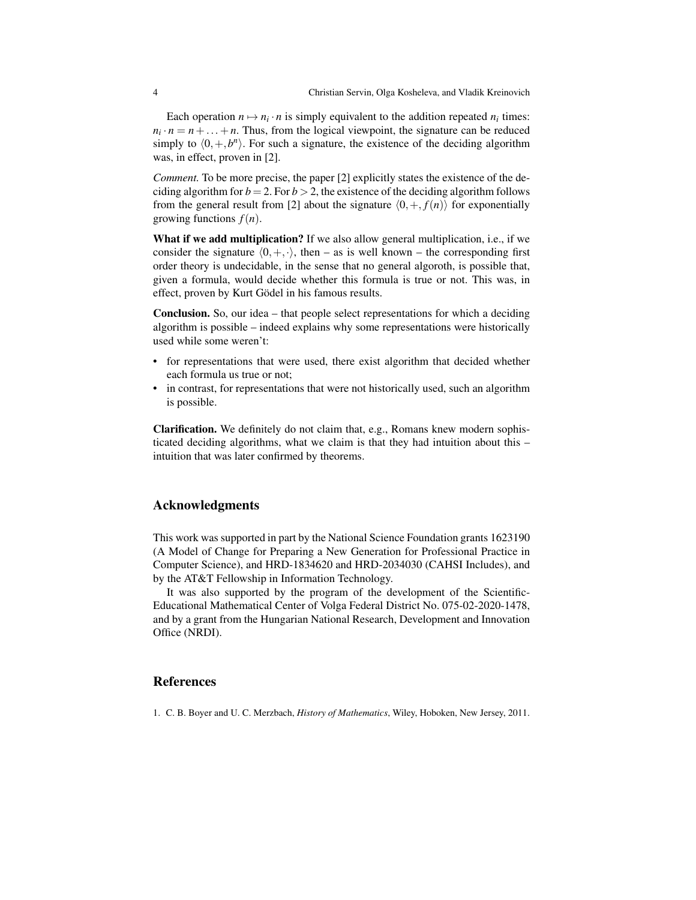Each operation $n \mapsto n_i \cdot n$ is simply equivalent to the addition repeated $n_i$ times: $n_i \cdot n = n + \ldots + n$. Thus, from the logical viewpoint, the signature can be reduced simply to $\langle 0, +, b^n \rangle$. For such a signature, the existence of the deciding algorithm was, in effect, proven in [2].

*Comment.* To be more precise, the paper [2] explicitly states the existence of the deciding algorithm for $b = 2$. For $b > 2$, the existence of the deciding algorithm follows from the general result from [2] about the signature $\langle 0, +, f(n) \rangle$ for exponentially growing functions $f(n)$.

**What if we add multiplication?** If we also allow general multiplication, i.e., if we consider the signature $\langle 0, +, \cdot \rangle$, then – as is well known – the corresponding first order theory is undecidable, in the sense that no general algoroth, is possible that, given a formula, would decide whether this formula is true or not. This was, in effect, proven by Kurt Gödel in his famous results.

**Conclusion.** So, our idea – that people select representations for which a deciding algorithm is possible – indeed explains why some representations were historically used while some weren't:

- for representations that were used, there exist algorithm that decided whether each formula us true or not;
- in contrast, for representations that were not historically used, such an algorithm is possible.

**Clarification.** We definitely do not claim that, e.g., Romans knew modern sophisticated deciding algorithms, what we claim is that they had intuition about this – intuition that was later confirmed by theorems.

## Acknowledgments

This work was supported in part by the National Science Foundation grants 1623190 (A Model of Change for Preparing a New Generation for Professional Practice in Computer Science), and HRD-1834620 and HRD-2034030 (CAHSI Includes), and by the AT&T Fellowship in Information Technology.

It was also supported by the program of the development of the Scientific-Educational Mathematical Center of Volga Federal District No. 075-02-2020-1478, and by a grant from the Hungarian National Research, Development and Innovation Office (NRDI).

## References

1. C. B. Boyer and U. C. Merzbach, *History of Mathematics*, Wiley, Hoboken, New Jersey, 2011.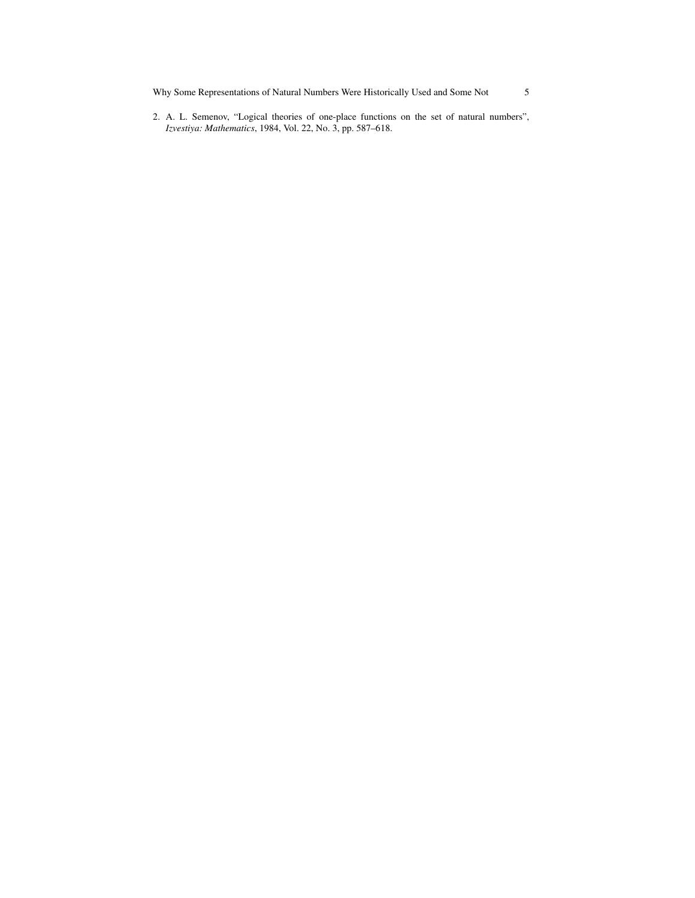2. A. L. Semenov, "Logical theories of one-place functions on the set of natural numbers", *Izvestiya: Mathematics*, 1984, Vol. 22, No. 3, pp. 587–618.